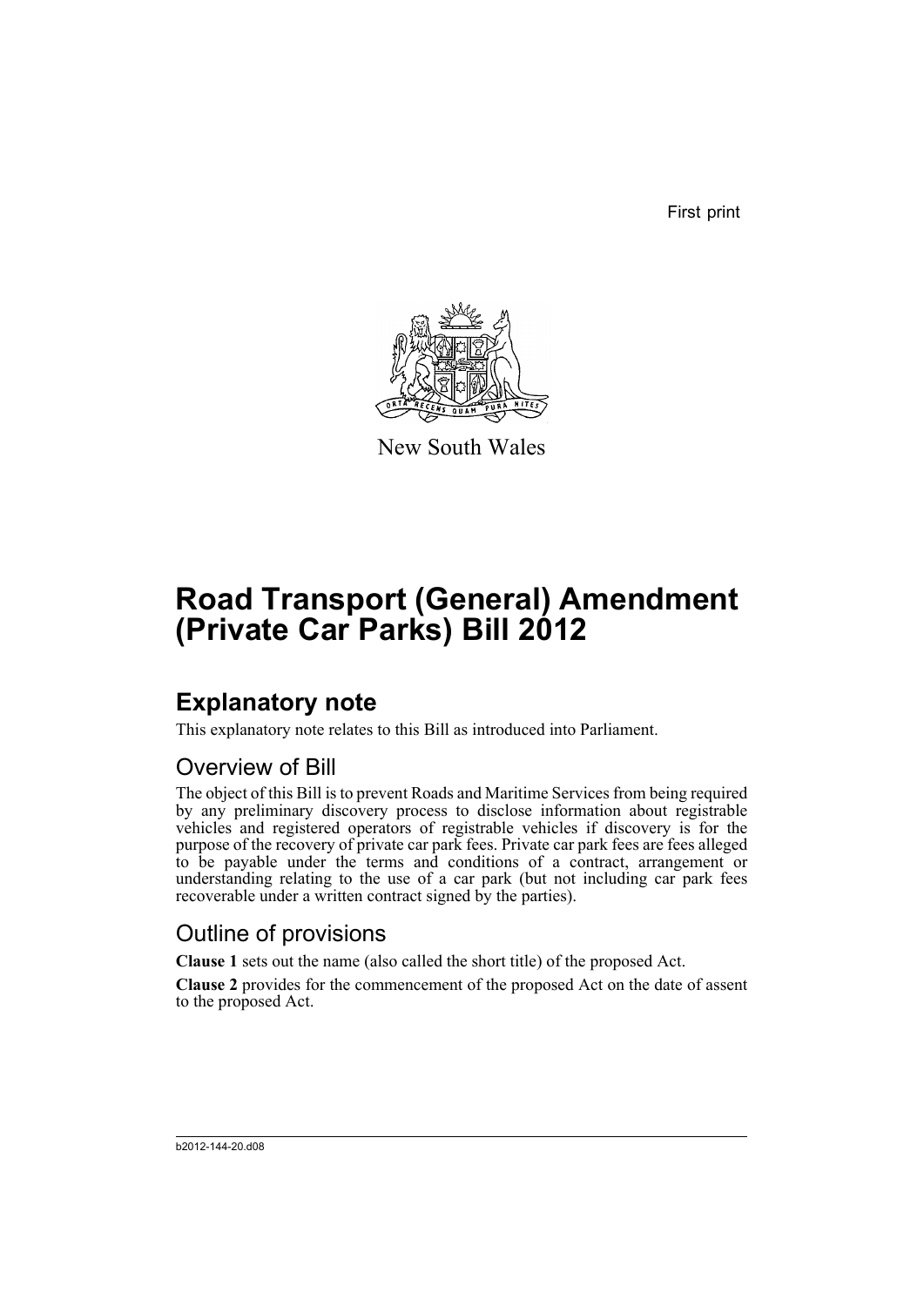First print

New South Wales

# Road Transport (General) Amendment (Private Car Parks) Bill 2012

## Explanatory note

This explanatory note relates to this Bill as introduced into Parliament.

### Overview of Bill

The object of this Bill is to prevent Roads and Maritime Services from being required by any preliminary discovery process to disclose information about registrable vehicles and registered operators of registrable vehicles if discovery is for the purpose of the recovery of private car park fees. Private car park fees are fees alleged to be payable under the terms and conditions of a contract, arrangement or understanding relating to the use of a car park (but not including car park fees recoverable under a written contract signed by the parties).

### Outline of provisions

**Clause 1** sets out the name (also called the short title) of the proposed Act.

**Clause 2** provides for the commencement of the proposed Act on the date of assent to the proposed Act.

b2012-144-20.d08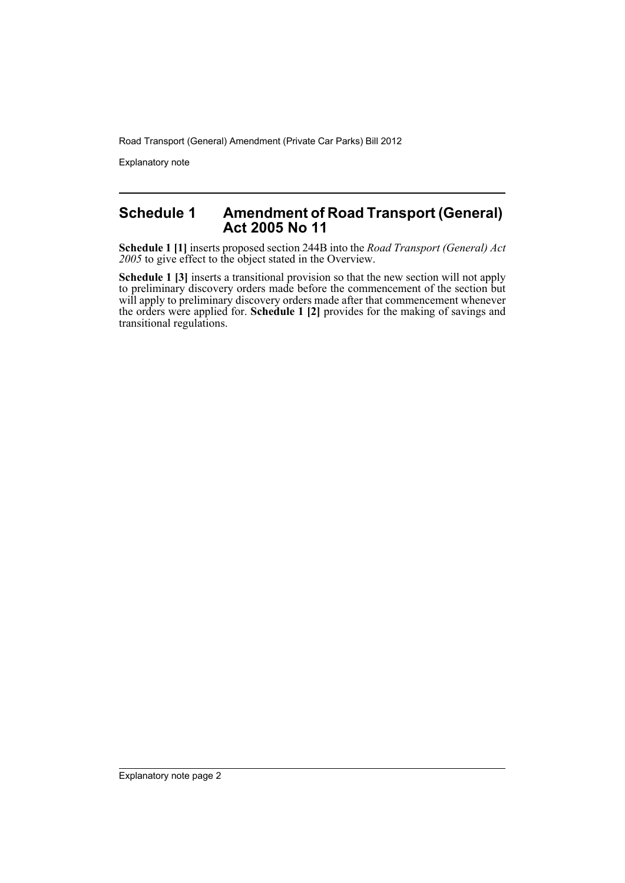## Schedule 1 Amendment of Road Transport (General) Act 2005 No 11

**Schedule 1 [1]** inserts proposed section 244B into the *Road Transport (General) Act 2005* to give effect to the object stated in the Overview.

**Schedule 1 [3]** inserts a transitional provision so that the new section will not apply to preliminary discovery orders made before the commencement of the section but will apply to preliminary discovery orders made after that commencement whenever the orders were applied for. **Schedule 1 [2]** provides for the making of savings and transitional regulations.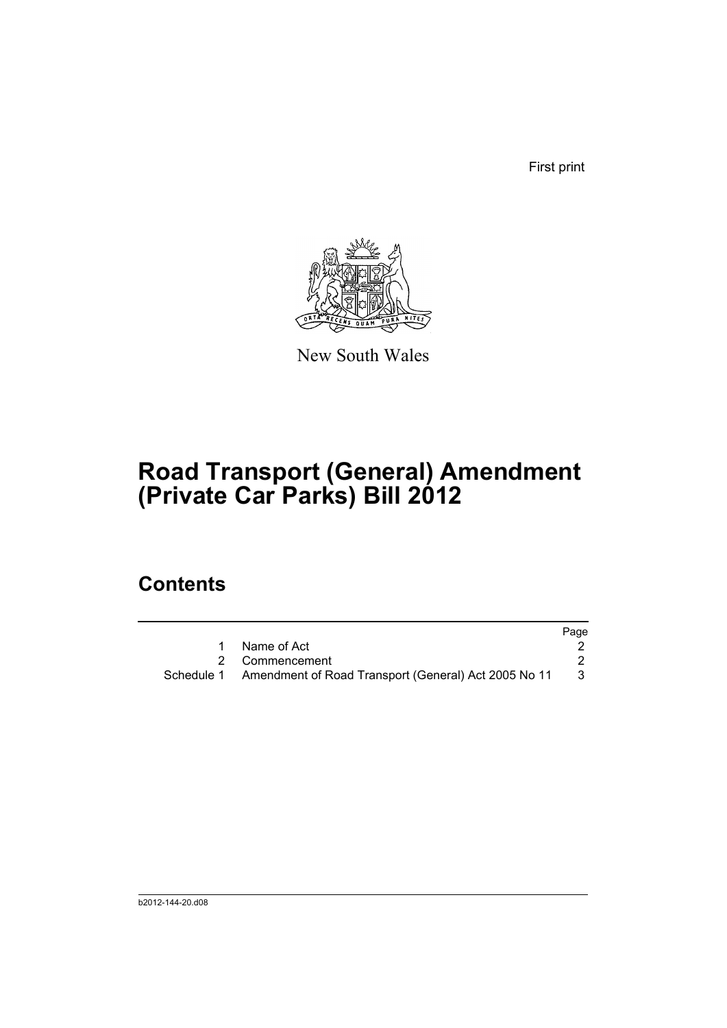First print

New South Wales

# Road Transport (General) Amendment (Private Car Parks) Bill 2012

## Contents

| | | Page |
|---|---|---|
| 1 | Name of Act | 2 |
| 2 | Commencement | 2 |
| Schedule 1 | Amendment of Road Transport (General) Act 2005 No 11 | 3 |

b2012-144-20.d08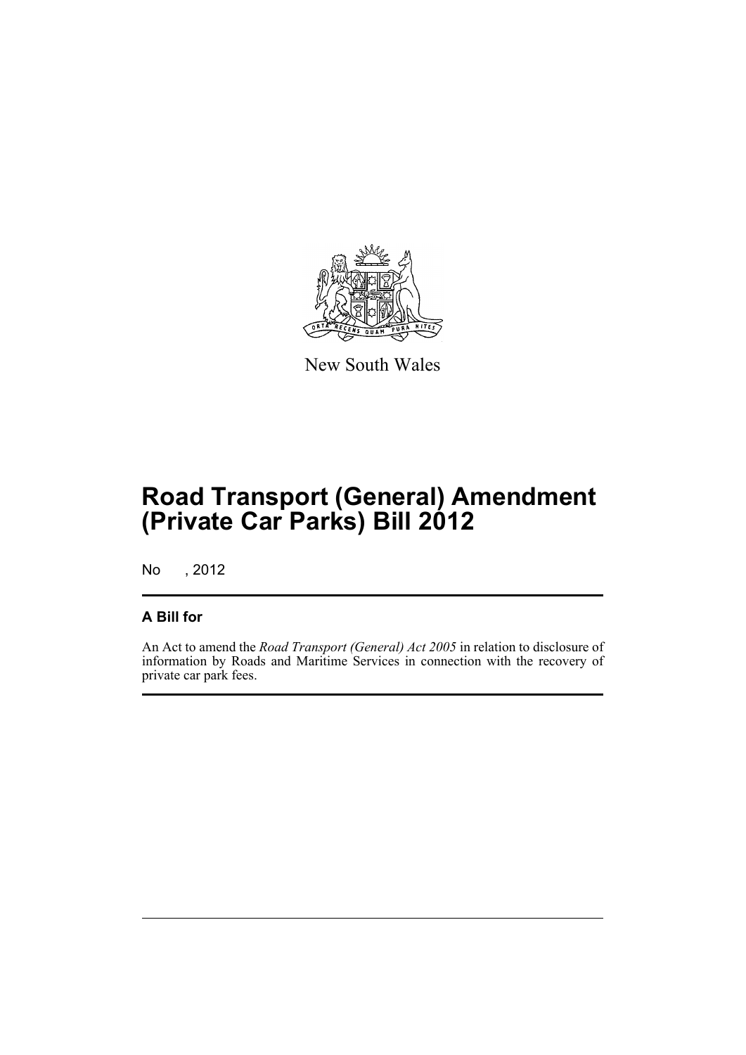New South Wales

# Road Transport (General) Amendment (Private Car Parks) Bill 2012

No , 2012

## A Bill for

An Act to amend the *Road Transport (General) Act 2005* in relation to disclosure of information by Roads and Maritime Services in connection with the recovery of private car park fees.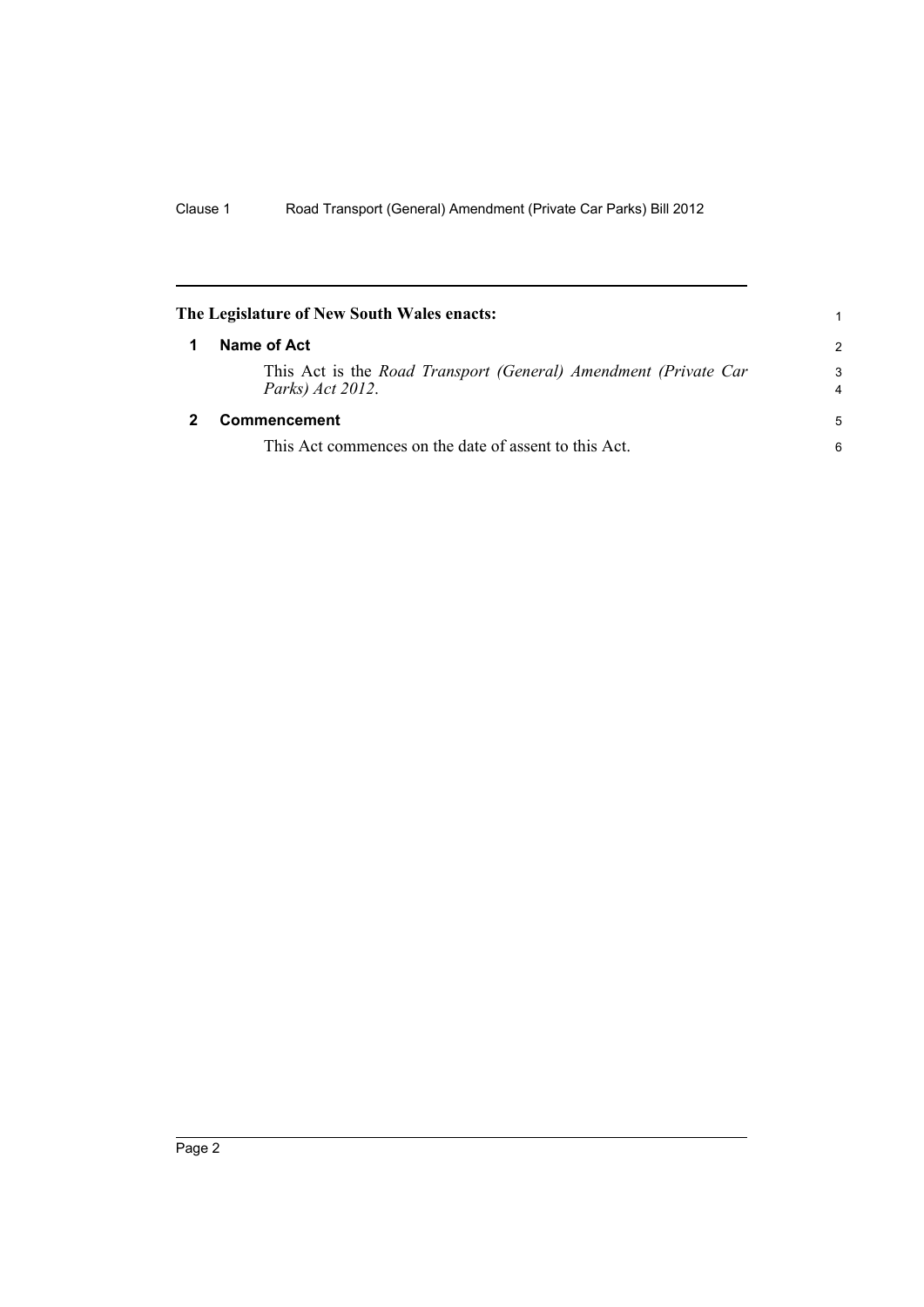**The Legislature of New South Wales enacts:**

## 1 Name of Act

This Act is the *Road Transport (General) Amendment (Private Car Parks) Act 2012*.

## 2 Commencement

This Act commences on the date of assent to this Act.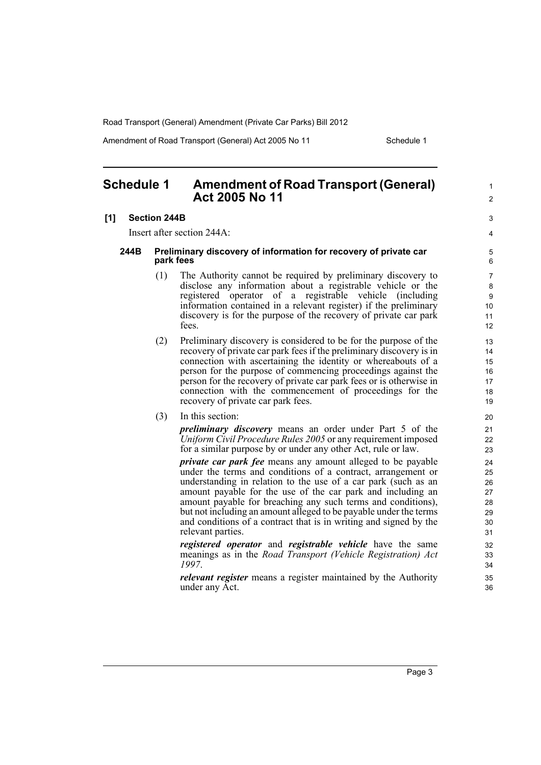# Schedule 1 Amendment of Road Transport (General) Act 2005 No 11

## [1] Section 244B

Insert after section 244A:

### 244B Preliminary discovery of information for recovery of private car park fees

(1) The Authority cannot be required by preliminary discovery to disclose any information about a registrable vehicle or the registered operator of a registrable vehicle (including information contained in a relevant register) if the preliminary discovery is for the purpose of the recovery of private car park fees.

(2) Preliminary discovery is considered to be for the purpose of the recovery of private car park fees if the preliminary discovery is in connection with ascertaining the identity or whereabouts of a person for the purpose of commencing proceedings against the person for the recovery of private car park fees or is otherwise in connection with the commencement of proceedings for the recovery of private car park fees.

(3) In this section:

***preliminary discovery*** means an order under Part 5 of the *Uniform Civil Procedure Rules 2005* or any requirement imposed for a similar purpose by or under any other Act, rule or law.

***private car park fee*** means any amount alleged to be payable under the terms and conditions of a contract, arrangement or understanding in relation to the use of a car park (such as an amount payable for the use of the car park and including an amount payable for breaching any such terms and conditions), but not including an amount alleged to be payable under the terms and conditions of a contract that is in writing and signed by the relevant parties.

***registered operator*** and ***registrable vehicle*** have the same meanings as in the *Road Transport (Vehicle Registration) Act 1997*.

***relevant register*** means a register maintained by the Authority under any Act.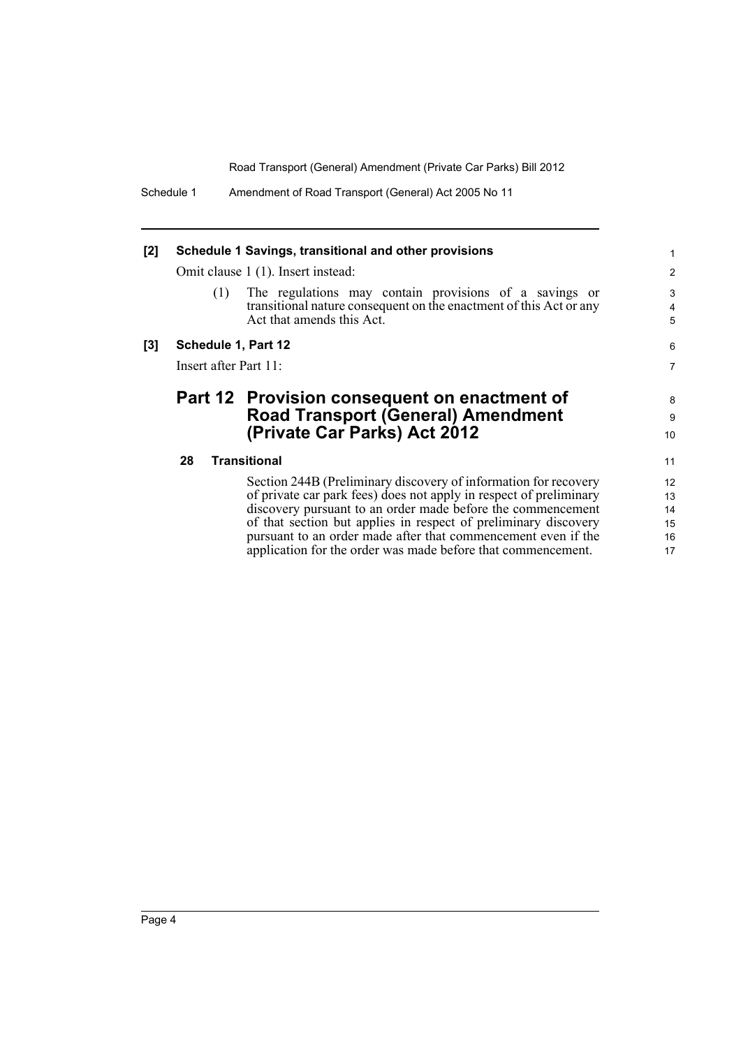**[2] Schedule 1 Savings, transitional and other provisions**

Omit clause 1 (1). Insert instead:

(1) The regulations may contain provisions of a savings or transitional nature consequent on the enactment of this Act or any Act that amends this Act.

**[3] Schedule 1, Part 12**

Insert after Part 11:

## Part 12 Provision consequent on enactment of Road Transport (General) Amendment (Private Car Parks) Act 2012

### 28 Transitional

Section 244B (Preliminary discovery of information for recovery of private car park fees) does not apply in respect of preliminary discovery pursuant to an order made before the commencement of that section but applies in respect of preliminary discovery pursuant to an order made after that commencement even if the application for the order was made before that commencement.